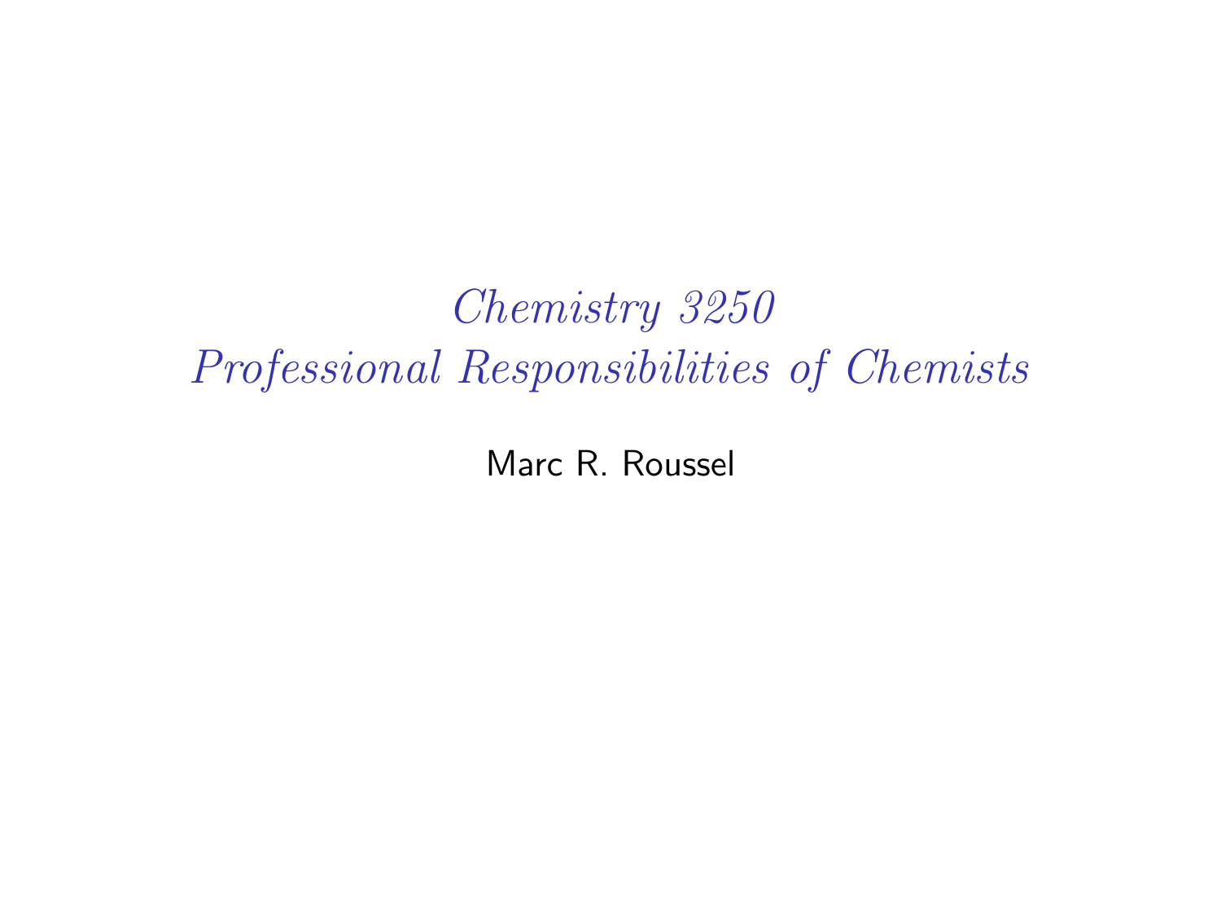# *Chemistry 3250*
# *Professional Responsibilities of Chemists*

Marc R. Roussel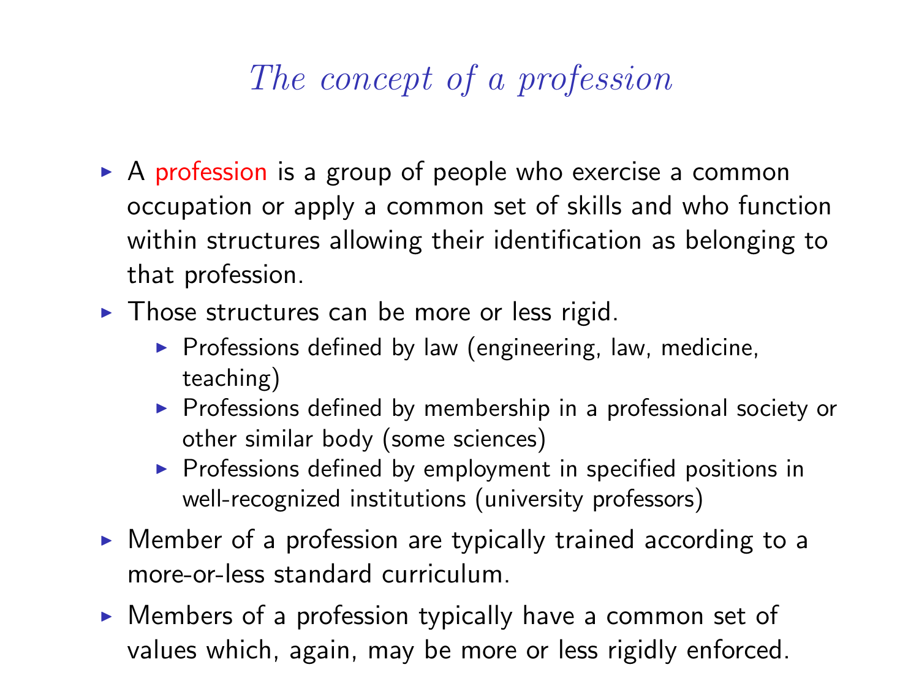# *The concept of a profession*

- A profession is a group of people who exercise a common occupation or apply a common set of skills and who function within structures allowing their identification as belonging to that profession.
- Those structures can be more or less rigid.
  - Professions defined by law (engineering, law, medicine, teaching)
  - Professions defined by membership in a professional society or other similar body (some sciences)
  - Professions defined by employment in specified positions in well-recognized institutions (university professors)
- Member of a profession are typically trained according to a more-or-less standard curriculum.
- Members of a profession typically have a common set of values which, again, may be more or less rigidly enforced.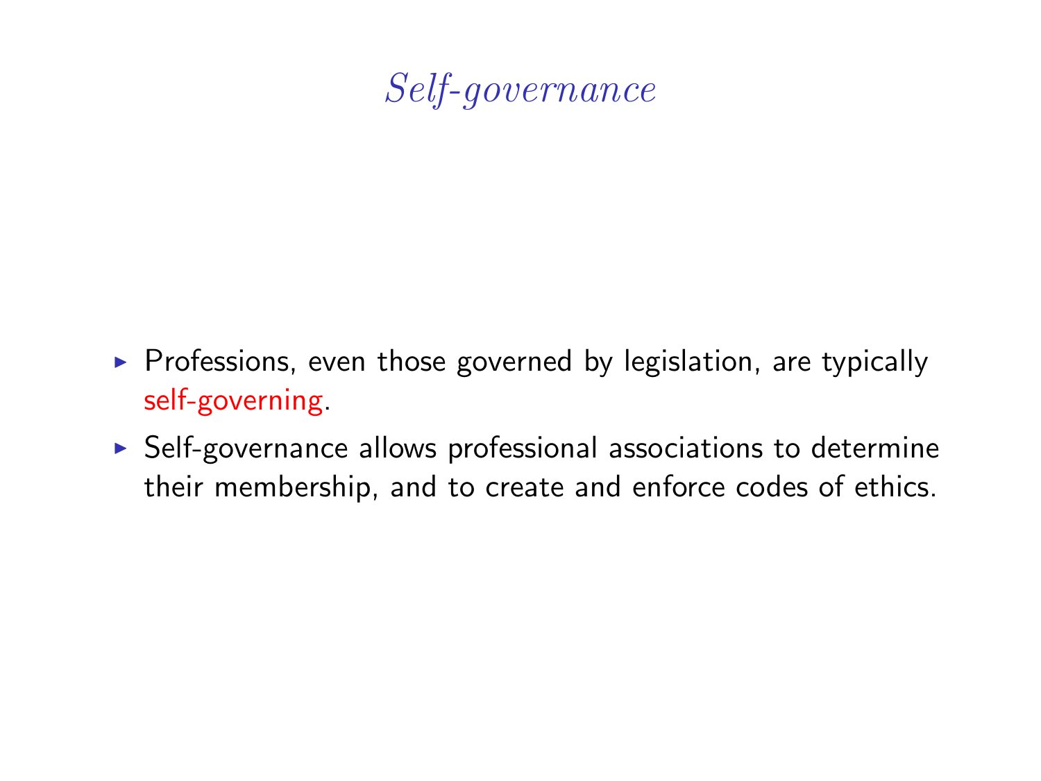# *Self-governance*

- Professions, even those governed by legislation, are typically self-governing.
- Self-governance allows professional associations to determine their membership, and to create and enforce codes of ethics.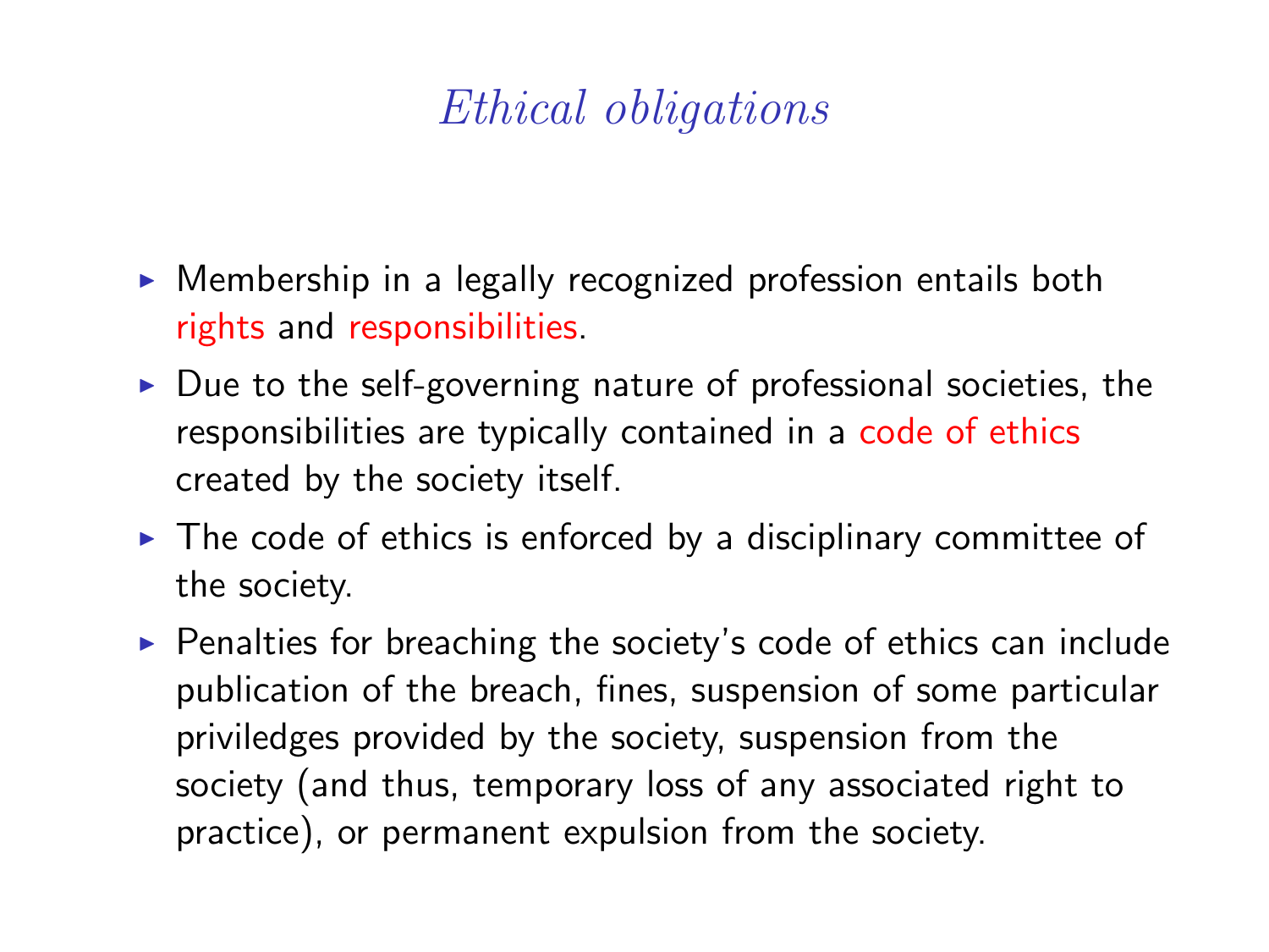# *Ethical obligations*

- Membership in a legally recognized profession entails both rights and responsibilities.
- Due to the self-governing nature of professional societies, the responsibilities are typically contained in a code of ethics created by the society itself.
- The code of ethics is enforced by a disciplinary committee of the society.
- Penalties for breaching the society's code of ethics can include publication of the breach, fines, suspension of some particular priviledges provided by the society, suspension from the society (and thus, temporary loss of any associated right to practice), or permanent expulsion from the society.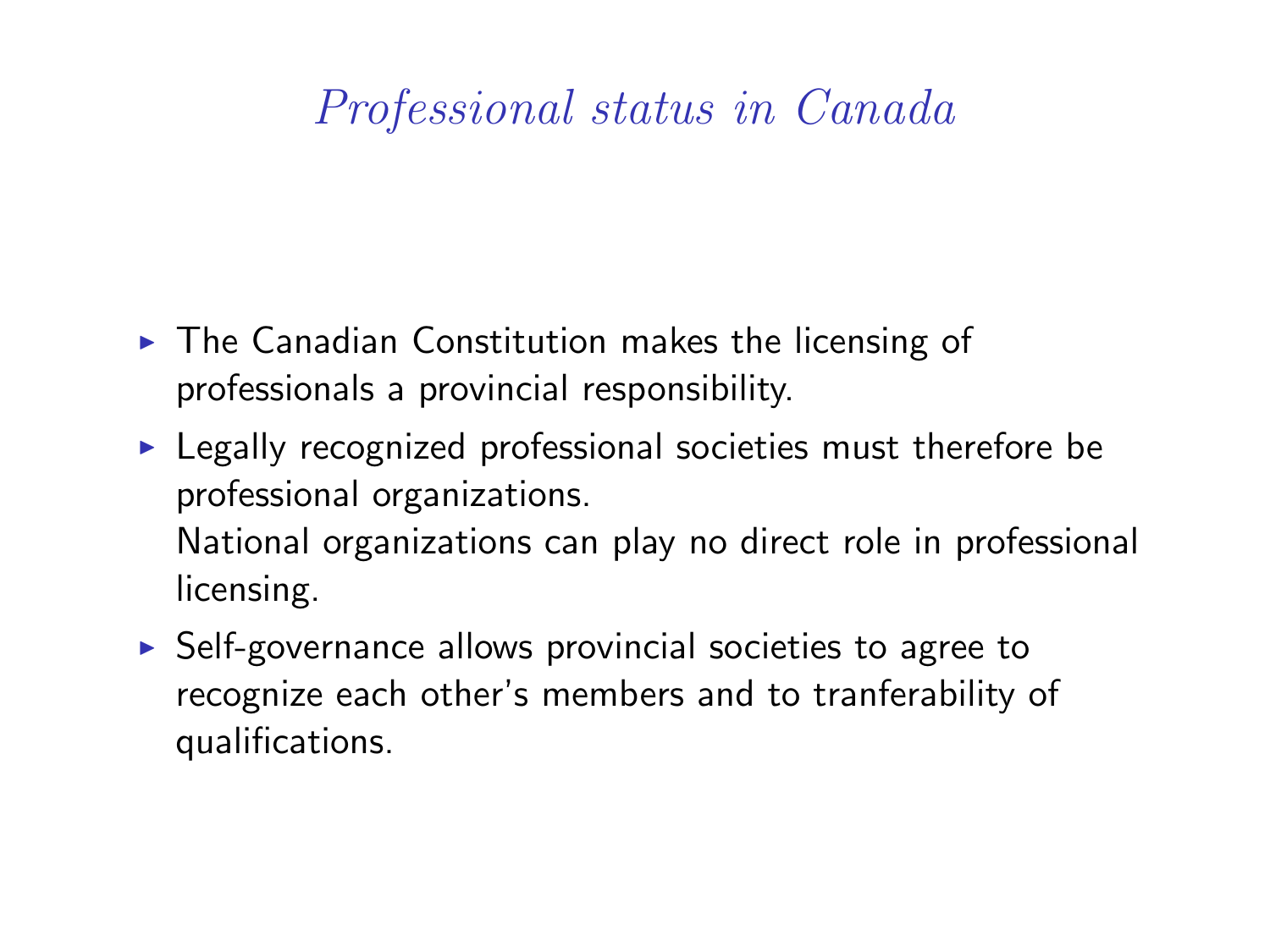# *Professional status in Canada*

- The Canadian Constitution makes the licensing of professionals a provincial responsibility.
- Legally recognized professional societies must therefore be professional organizations.
  National organizations can play no direct role in professional licensing.
- Self-governance allows provincial societies to agree to recognize each other's members and to tranferability of qualifications.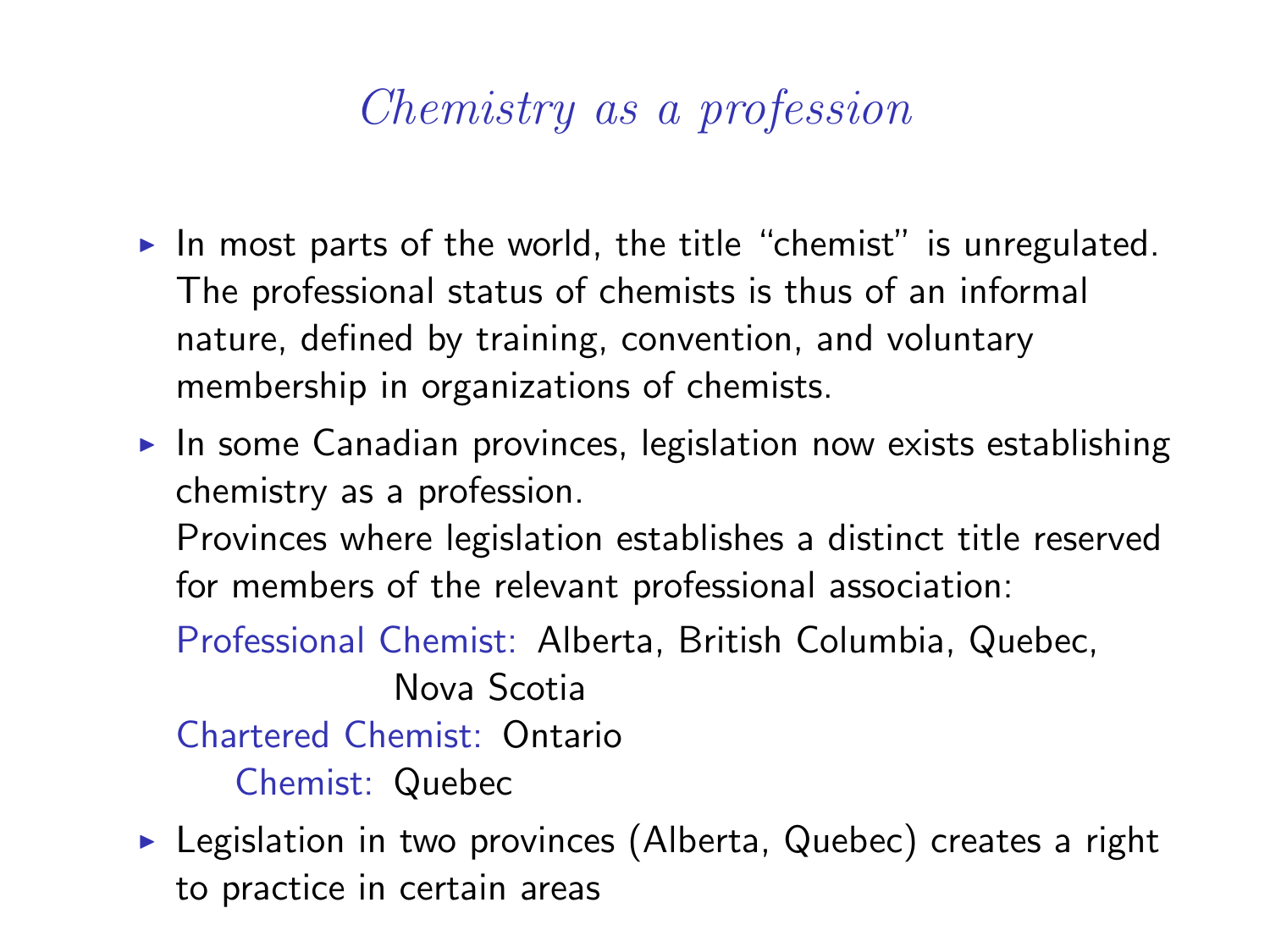# *Chemistry as a profession*

- In most parts of the world, the title "chemist" is unregulated. The professional status of chemists is thus of an informal nature, defined by training, convention, and voluntary membership in organizations of chemists.
- In some Canadian provinces, legislation now exists establishing chemistry as a profession.

  Provinces where legislation establishes a distinct title reserved for members of the relevant professional association:

  Professional Chemist: Alberta, British Columbia, Quebec, Nova Scotia

  Chartered Chemist: Ontario

  Chemist: Quebec
- Legislation in two provinces (Alberta, Quebec) creates a right to practice in certain areas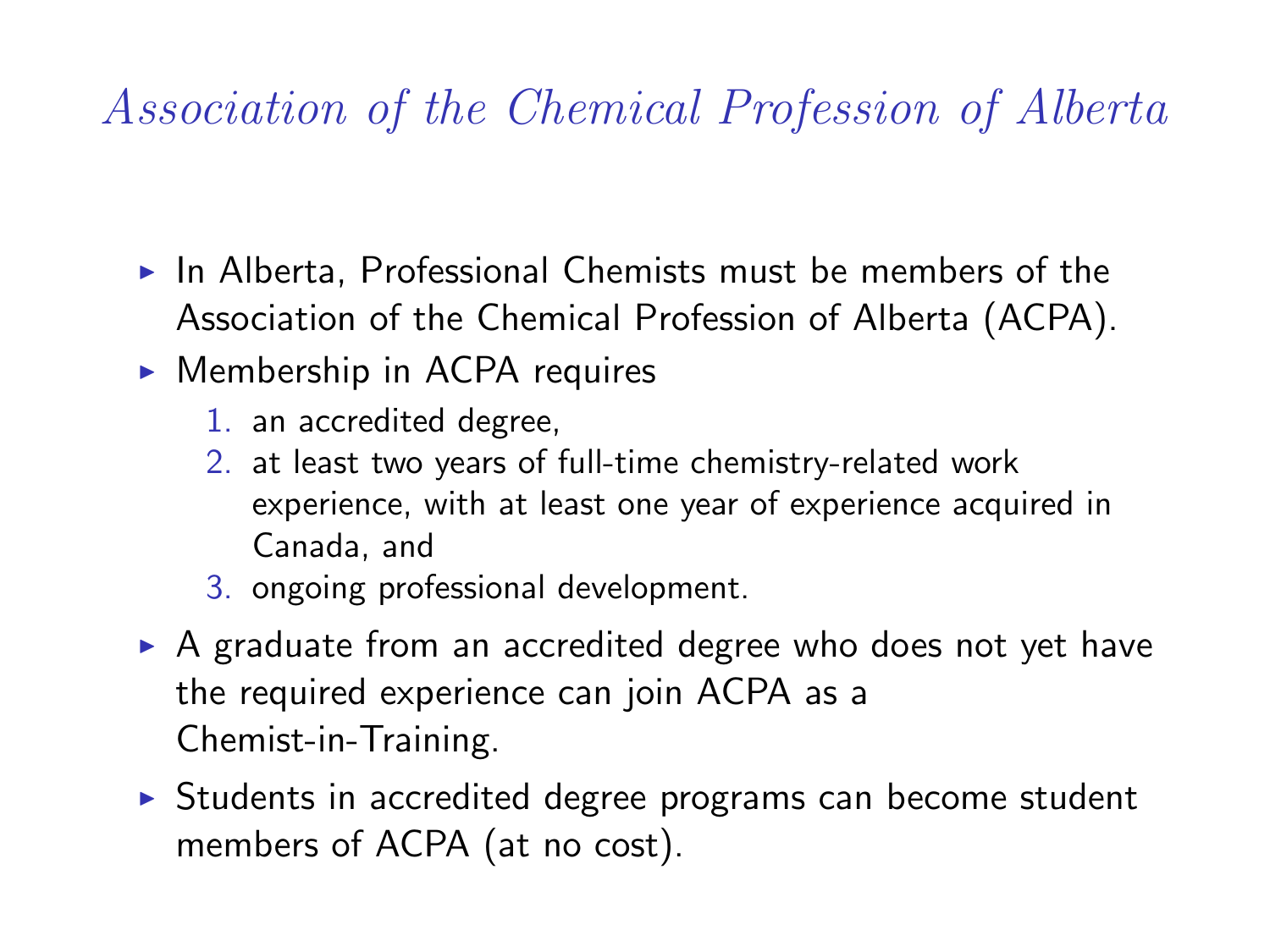# *Association of the Chemical Profession of Alberta*

- In Alberta, Professional Chemists must be members of the Association of the Chemical Profession of Alberta (ACPA).
- Membership in ACPA requires
  1. an accredited degree,
  2. at least two years of full-time chemistry-related work experience, with at least one year of experience acquired in Canada, and
  3. ongoing professional development.
- A graduate from an accredited degree who does not yet have the required experience can join ACPA as a Chemist-in-Training.
- Students in accredited degree programs can become student members of ACPA (at no cost).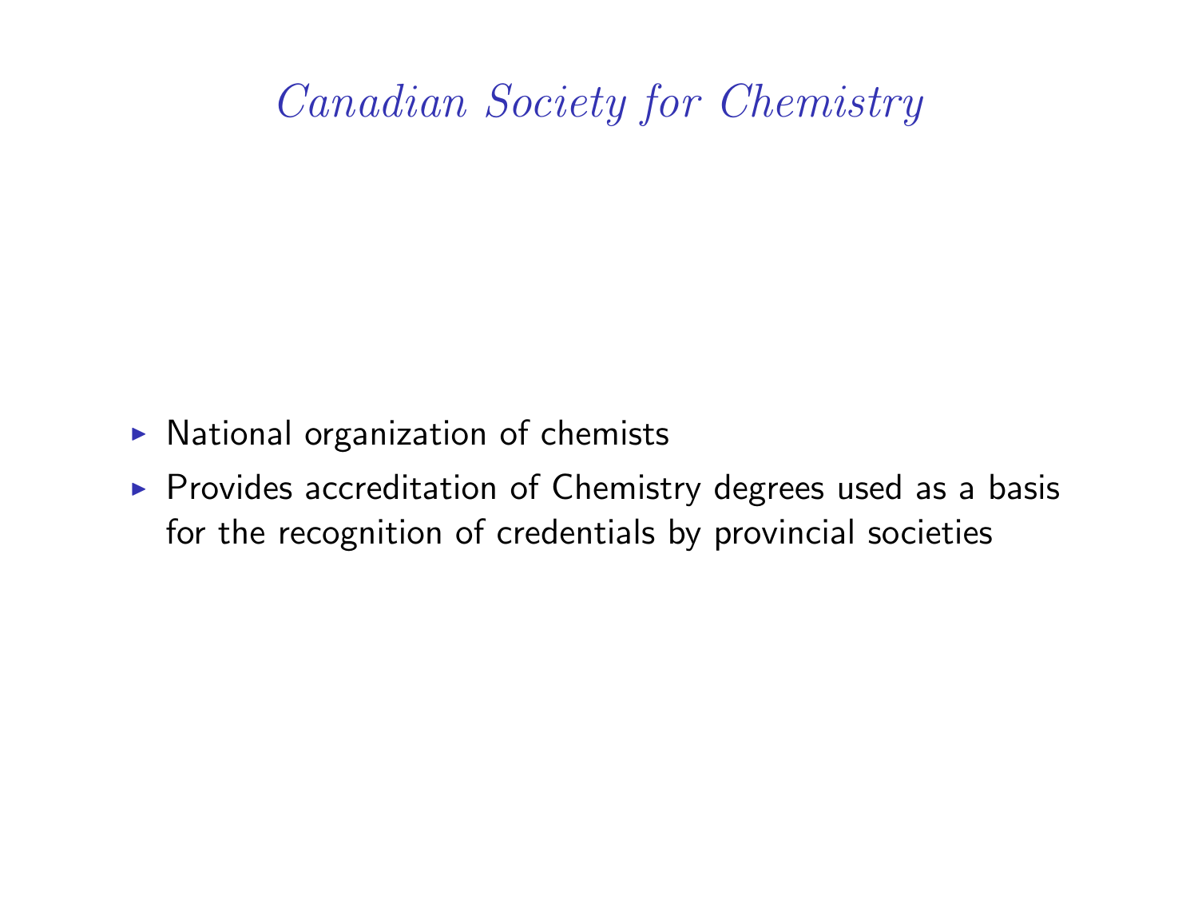# *Canadian Society for Chemistry*

- National organization of chemists
- Provides accreditation of Chemistry degrees used as a basis for the recognition of credentials by provincial societies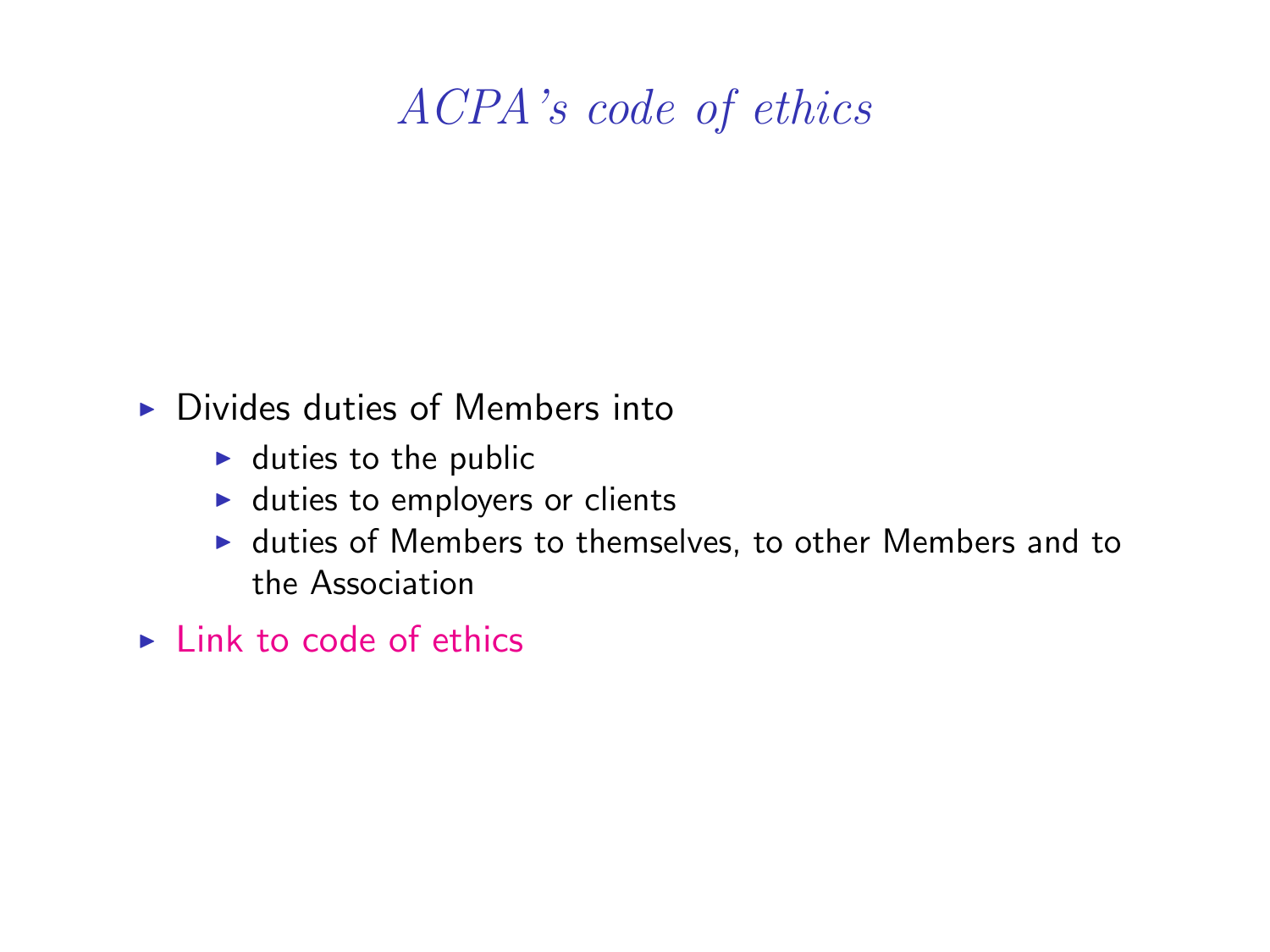# *ACPA's code of ethics*

- Divides duties of Members into
  - duties to the public
  - duties to employers or clients
  - duties of Members to themselves, to other Members and to the Association
- Link to code of ethics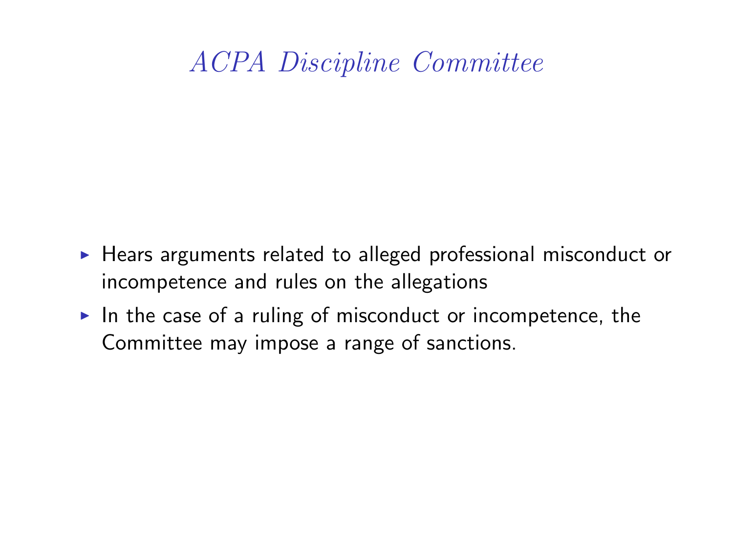# *ACPA Discipline Committee*

- Hears arguments related to alleged professional misconduct or incompetence and rules on the allegations
- In the case of a ruling of misconduct or incompetence, the Committee may impose a range of sanctions.